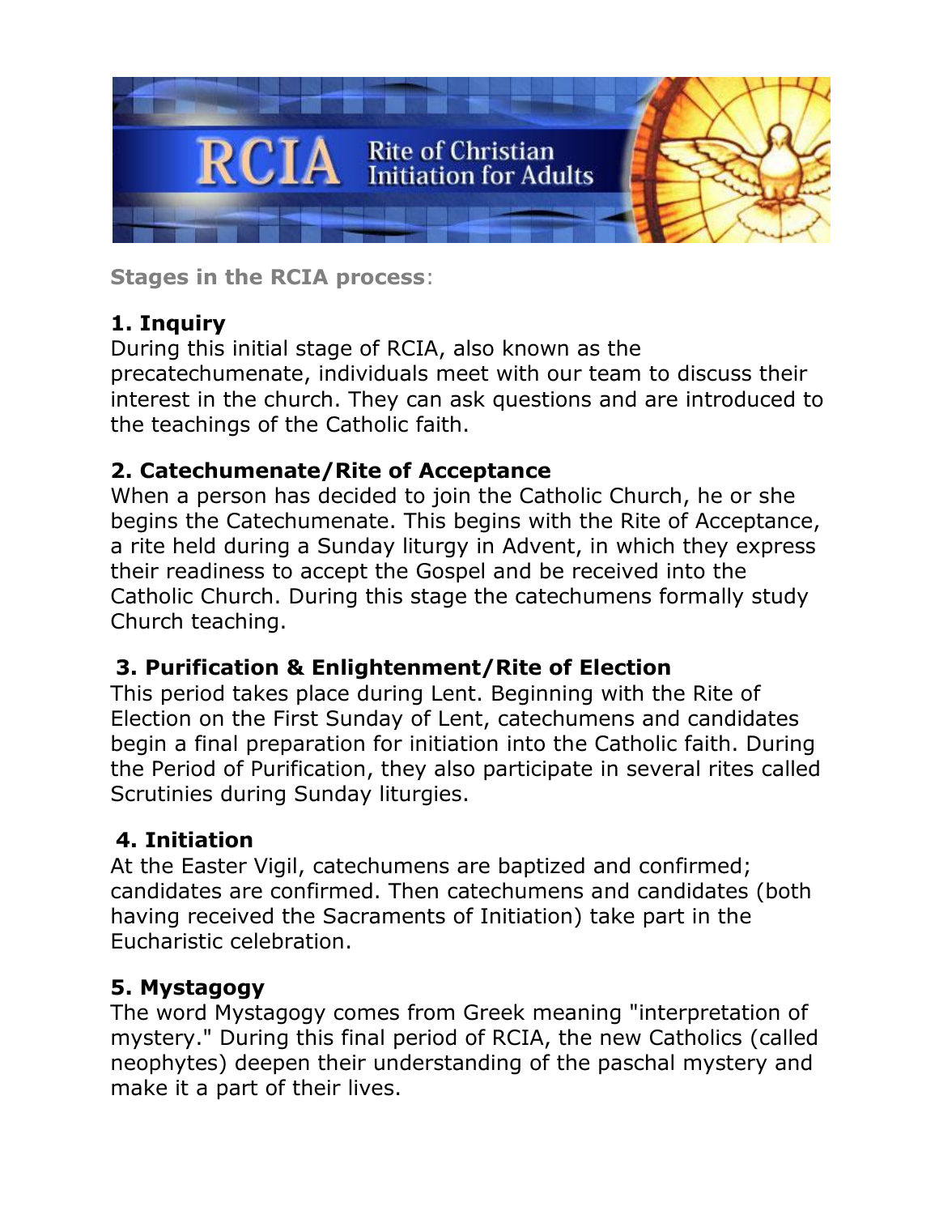RCIA Rite of Christian Initiation for Adults

**Stages in the RCIA process**:

### 1. Inquiry

During this initial stage of RCIA, also known as the precatechumenate, individuals meet with our team to discuss their interest in the church. They can ask questions and are introduced to the teachings of the Catholic faith.

### 2. Catechumenate/Rite of Acceptance

When a person has decided to join the Catholic Church, he or she begins the Catechumenate. This begins with the Rite of Acceptance, a rite held during a Sunday liturgy in Advent, in which they express their readiness to accept the Gospel and be received into the Catholic Church. During this stage the catechumens formally study Church teaching.

### 3. Purification & Enlightenment/Rite of Election

This period takes place during Lent. Beginning with the Rite of Election on the First Sunday of Lent, catechumens and candidates begin a final preparation for initiation into the Catholic faith. During the Period of Purification, they also participate in several rites called Scrutinies during Sunday liturgies.

### 4. Initiation

At the Easter Vigil, catechumens are baptized and confirmed; candidates are confirmed. Then catechumens and candidates (both having received the Sacraments of Initiation) take part in the Eucharistic celebration.

### 5. Mystagogy

The word Mystagogy comes from Greek meaning "interpretation of mystery." During this final period of RCIA, the new Catholics (called neophytes) deepen their understanding of the paschal mystery and make it a part of their lives.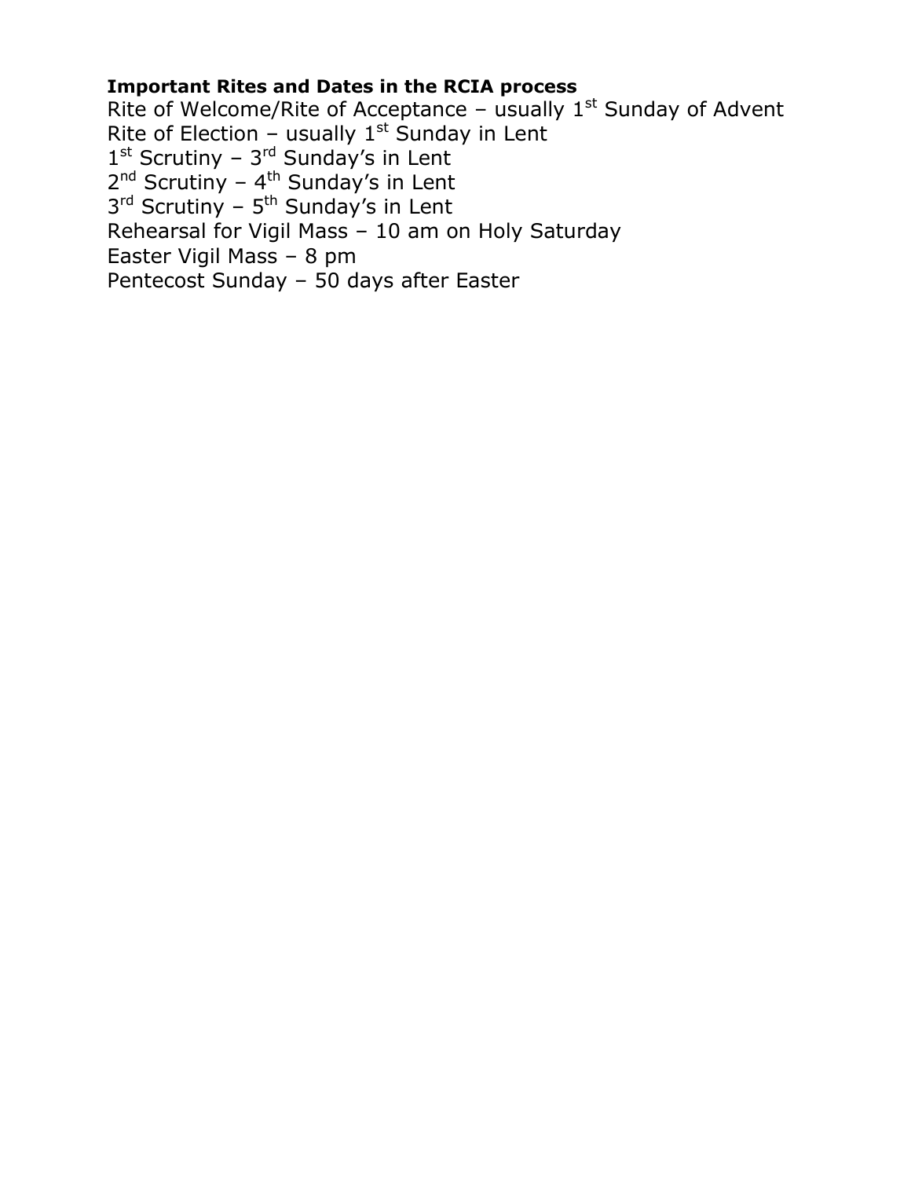**Important Rites and Dates in the RCIA process**

Rite of Welcome/Rite of Acceptance – usually 1st Sunday of Advent
Rite of Election – usually 1st Sunday in Lent
1st Scrutiny – 3rd Sunday's in Lent
2nd Scrutiny – 4th Sunday's in Lent
3rd Scrutiny – 5th Sunday's in Lent
Rehearsal for Vigil Mass – 10 am on Holy Saturday
Easter Vigil Mass – 8 pm
Pentecost Sunday – 50 days after Easter